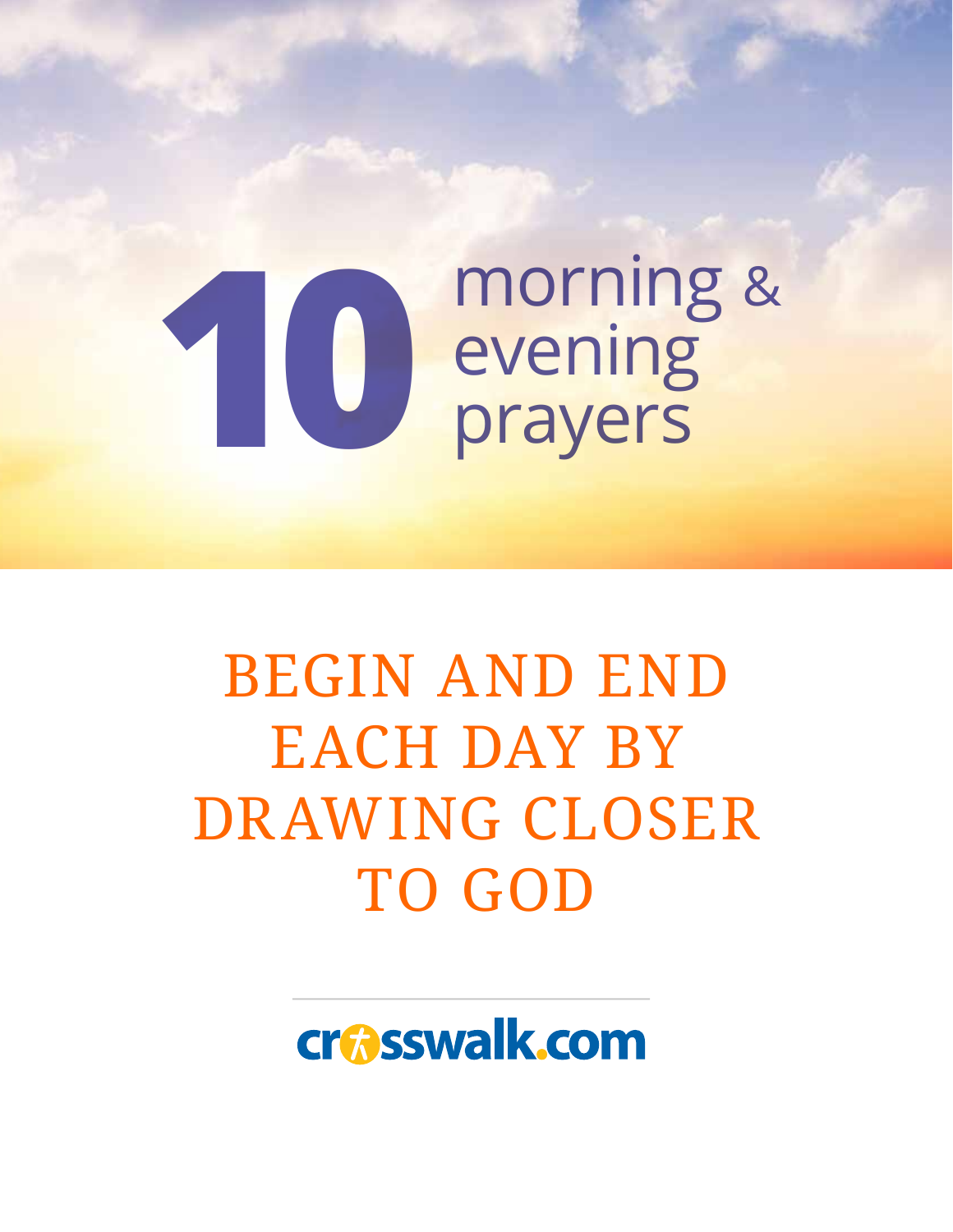# 10 morning & evening prayers

## BEGIN AND END EACH DAY BY DRAWING CLOSER TO GOD

crosswalk.com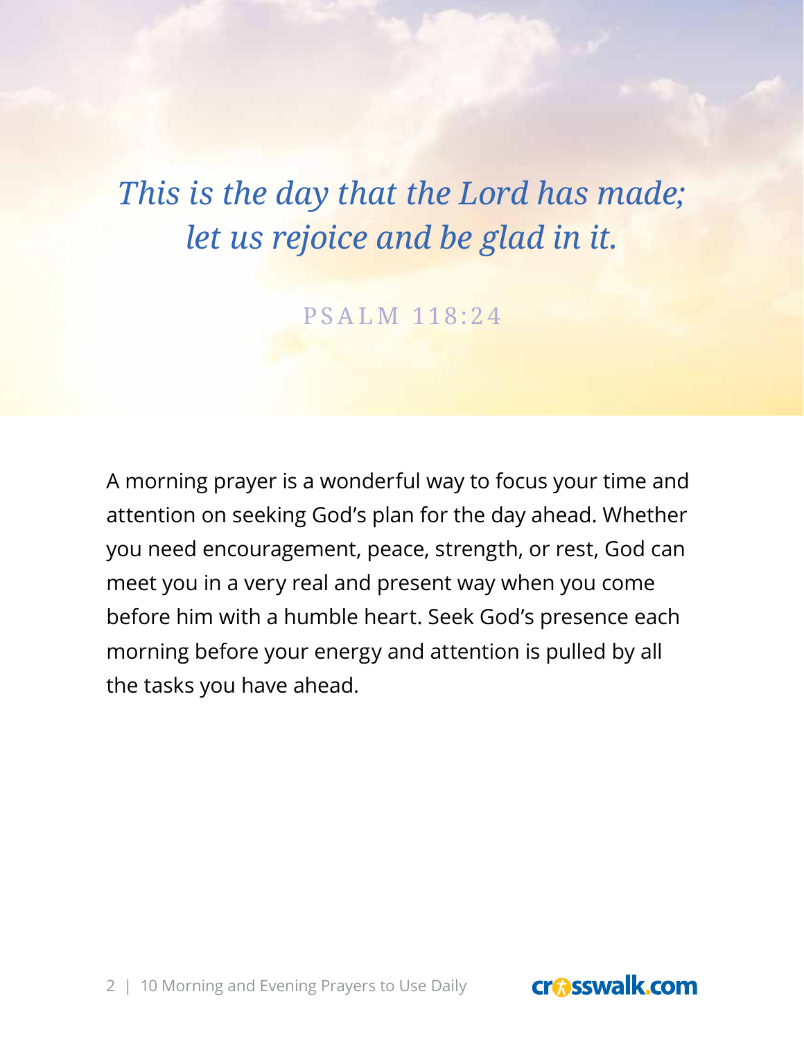*This is the day that the Lord has made;*
*let us rejoice and be glad in it.*

PSALM 118:24

A morning prayer is a wonderful way to focus your time and attention on seeking God's plan for the day ahead. Whether you need encouragement, peace, strength, or rest, God can meet you in a very real and present way when you come before him with a humble heart. Seek God's presence each morning before your energy and attention is pulled by all the tasks you have ahead.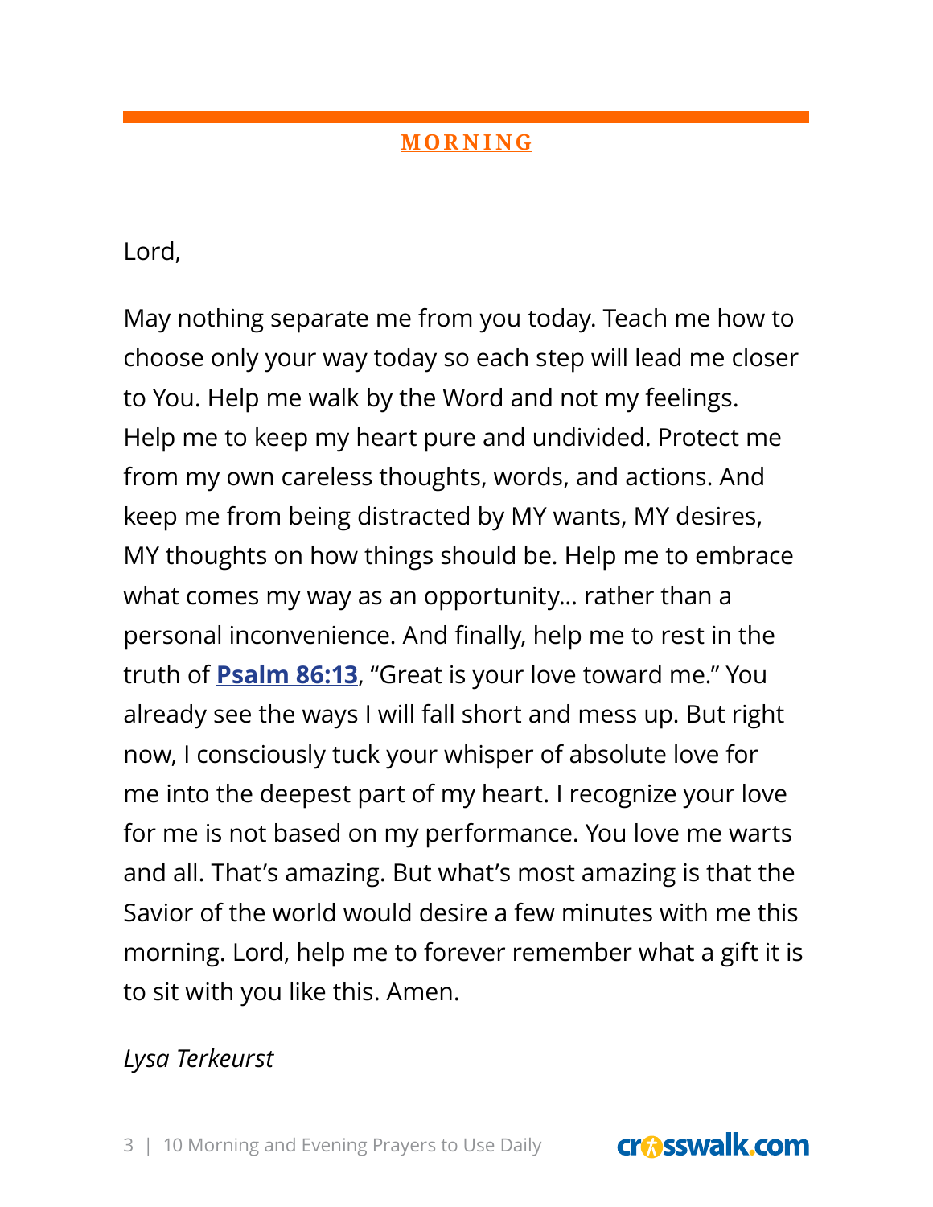## MORNING

Lord,

May nothing separate me from you today. Teach me how to choose only your way today so each step will lead me closer to You. Help me walk by the Word and not my feelings. Help me to keep my heart pure and undivided. Protect me from my own careless thoughts, words, and actions. And keep me from being distracted by MY wants, MY desires, MY thoughts on how things should be. Help me to embrace what comes my way as an opportunity… rather than a personal inconvenience. And finally, help me to rest in the truth of **Psalm 86:13**, “Great is your love toward me.” You already see the ways I will fall short and mess up. But right now, I consciously tuck your whisper of absolute love for me into the deepest part of my heart. I recognize your love for me is not based on my performance. You love me warts and all. That’s amazing. But what’s most amazing is that the Savior of the world would desire a few minutes with me this morning. Lord, help me to forever remember what a gift it is to sit with you like this. Amen.

*Lysa Terkeurst*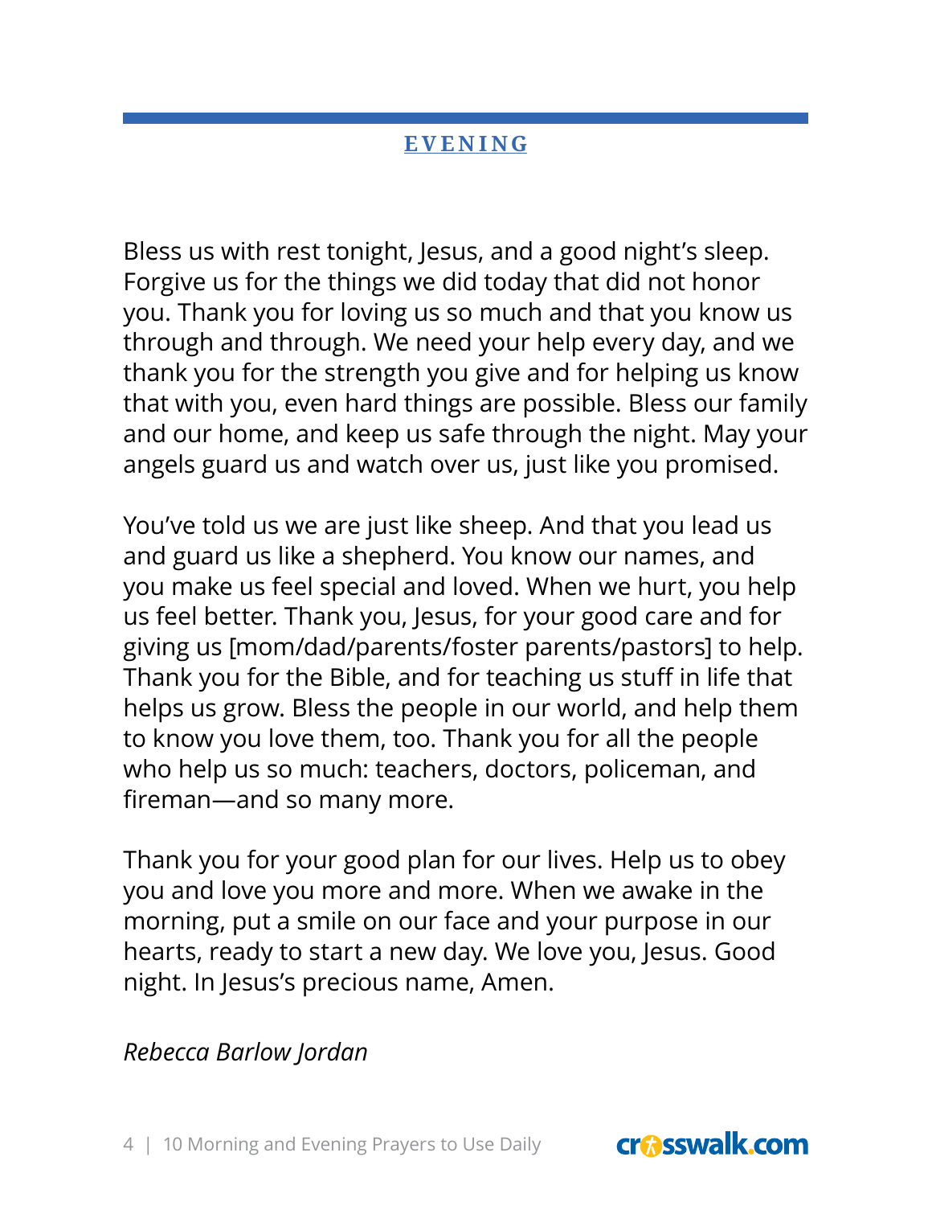## EVENING

Bless us with rest tonight, Jesus, and a good night's sleep. Forgive us for the things we did today that did not honor you. Thank you for loving us so much and that you know us through and through. We need your help every day, and we thank you for the strength you give and for helping us know that with you, even hard things are possible. Bless our family and our home, and keep us safe through the night. May your angels guard us and watch over us, just like you promised.

You've told us we are just like sheep. And that you lead us and guard us like a shepherd. You know our names, and you make us feel special and loved. When we hurt, you help us feel better. Thank you, Jesus, for your good care and for giving us [mom/dad/parents/foster parents/pastors] to help. Thank you for the Bible, and for teaching us stuff in life that helps us grow. Bless the people in our world, and help them to know you love them, too. Thank you for all the people who help us so much: teachers, doctors, policeman, and fireman—and so many more.

Thank you for your good plan for our lives. Help us to obey you and love you more and more. When we awake in the morning, put a smile on our face and your purpose in our hearts, ready to start a new day. We love you, Jesus. Good night. In Jesus's precious name, Amen.

*Rebecca Barlow Jordan*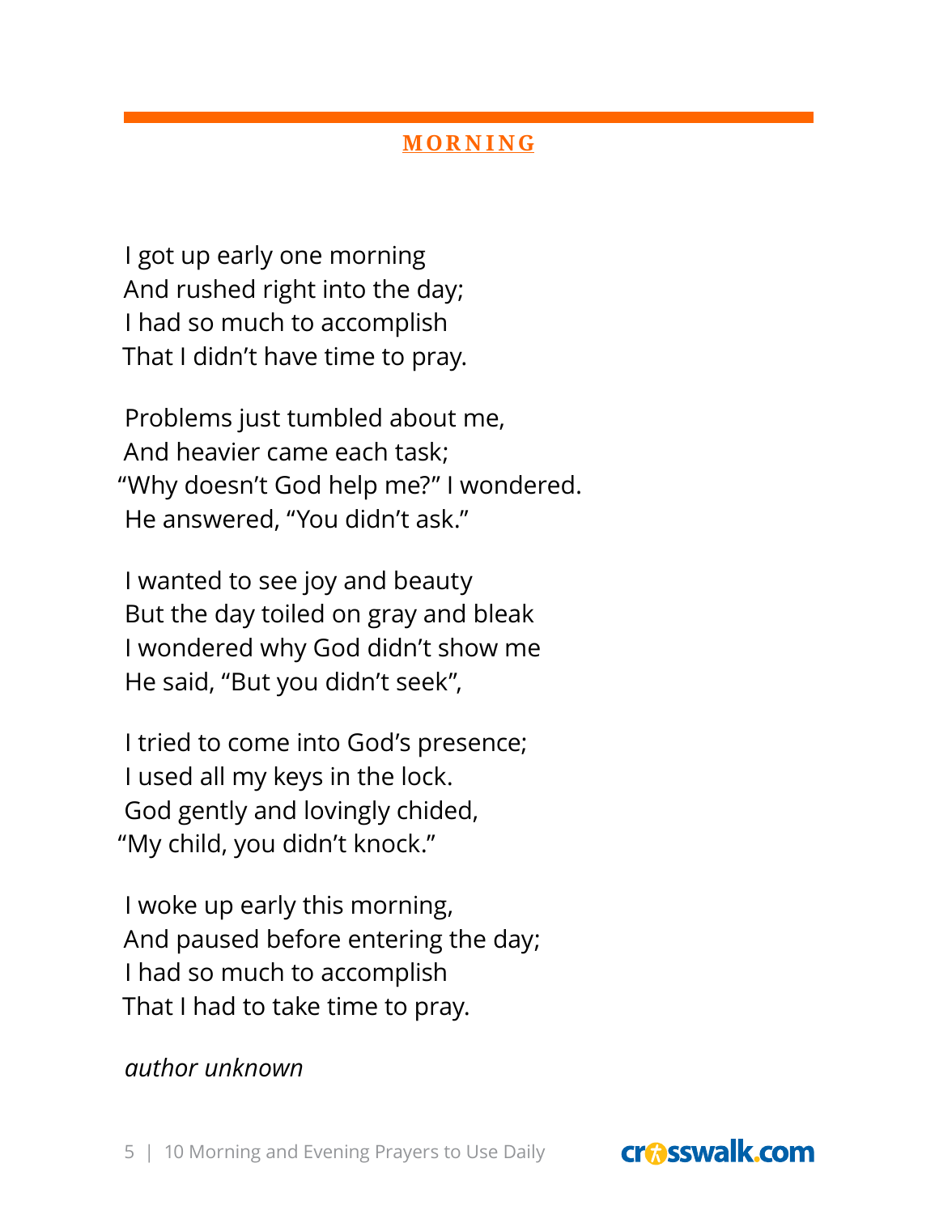## MORNING

I got up early one morning  
And rushed right into the day;  
I had so much to accomplish  
That I didn't have time to pray.

Problems just tumbled about me,  
And heavier came each task;  
"Why doesn't God help me?" I wondered.  
He answered, "You didn't ask."

I wanted to see joy and beauty  
But the day toiled on gray and bleak  
I wondered why God didn't show me  
He said, "But you didn't seek",

I tried to come into God's presence;  
I used all my keys in the lock.  
God gently and lovingly chided,  
"My child, you didn't knock."

I woke up early this morning,  
And paused before entering the day;  
I had so much to accomplish  
That I had to take time to pray.

*author unknown*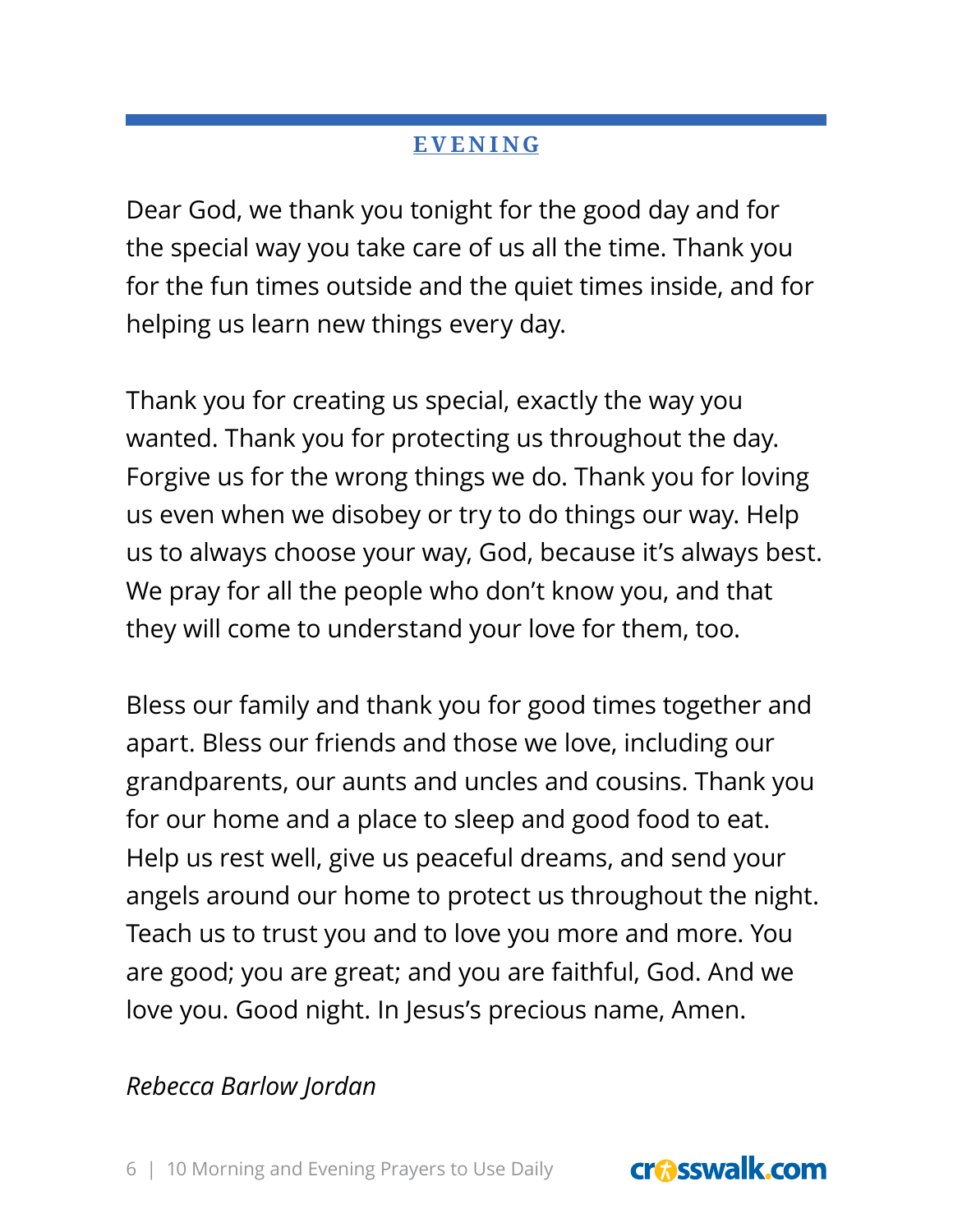## EVENING

Dear God, we thank you tonight for the good day and for the special way you take care of us all the time. Thank you for the fun times outside and the quiet times inside, and for helping us learn new things every day.

Thank you for creating us special, exactly the way you wanted. Thank you for protecting us throughout the day. Forgive us for the wrong things we do. Thank you for loving us even when we disobey or try to do things our way. Help us to always choose your way, God, because it's always best. We pray for all the people who don't know you, and that they will come to understand your love for them, too.

Bless our family and thank you for good times together and apart. Bless our friends and those we love, including our grandparents, our aunts and uncles and cousins. Thank you for our home and a place to sleep and good food to eat. Help us rest well, give us peaceful dreams, and send your angels around our home to protect us throughout the night. Teach us to trust you and to love you more and more. You are good; you are great; and you are faithful, God. And we love you. Good night. In Jesus's precious name, Amen.

*Rebecca Barlow Jordan*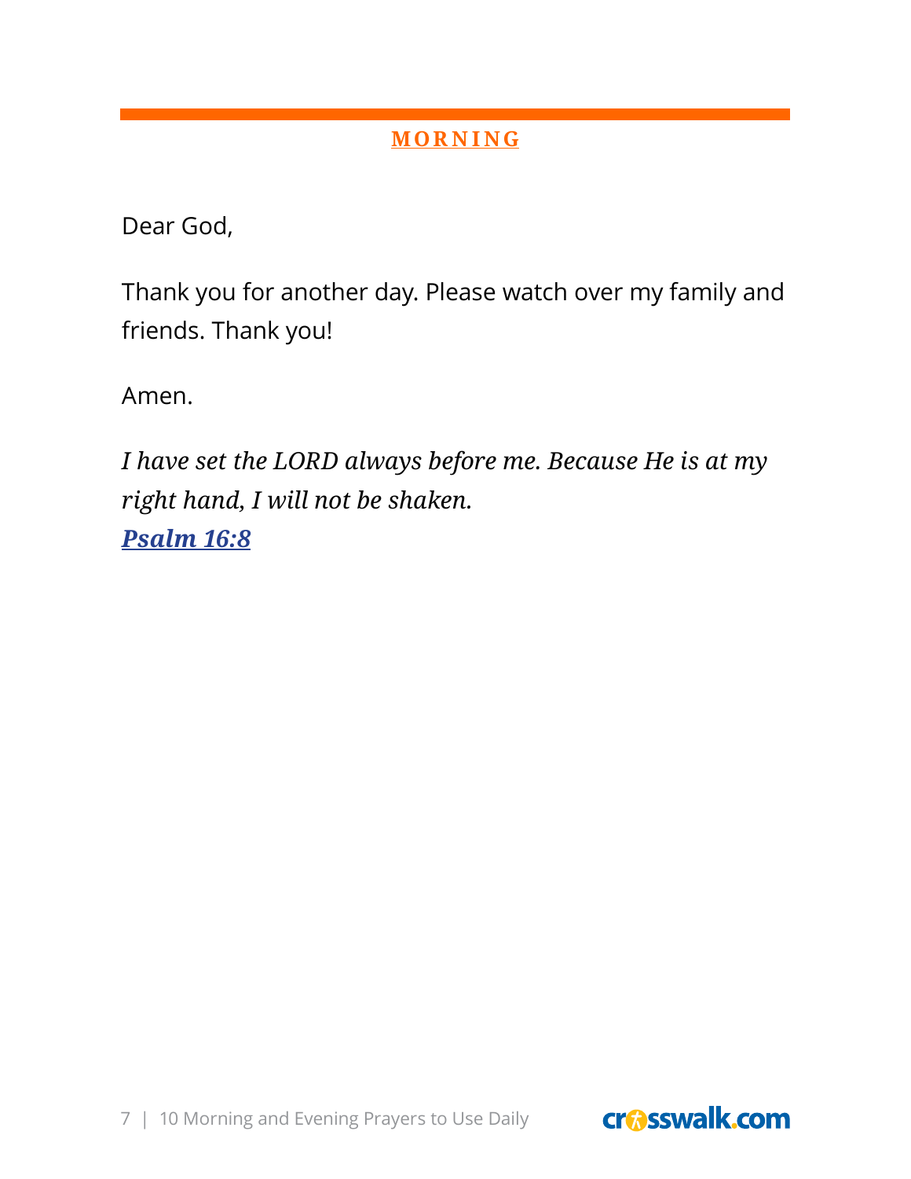## MORNING

Dear God,

Thank you for another day. Please watch over my family and friends. Thank you!

Amen.

*I have set the LORD always before me. Because He is at my right hand, I will not be shaken.*
***Psalm 16:8***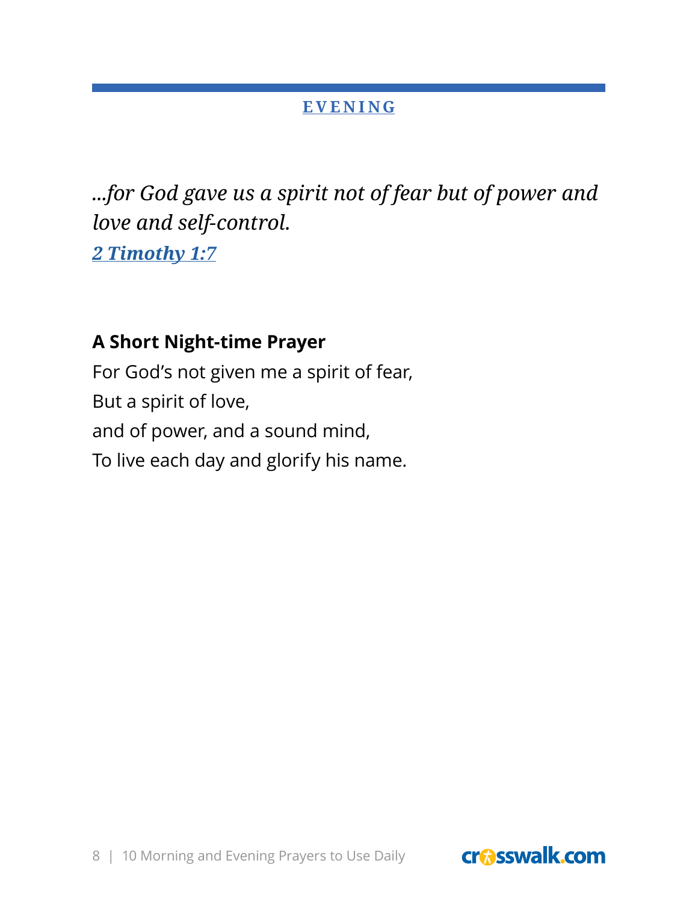## EVENING

*...for God gave us a spirit not of fear but of power and love and self-control.*
*2 Timothy 1:7*

**A Short Night-time Prayer**

For God's not given me a spirit of fear,
But a spirit of love,
and of power, and a sound mind,
To live each day and glorify his name.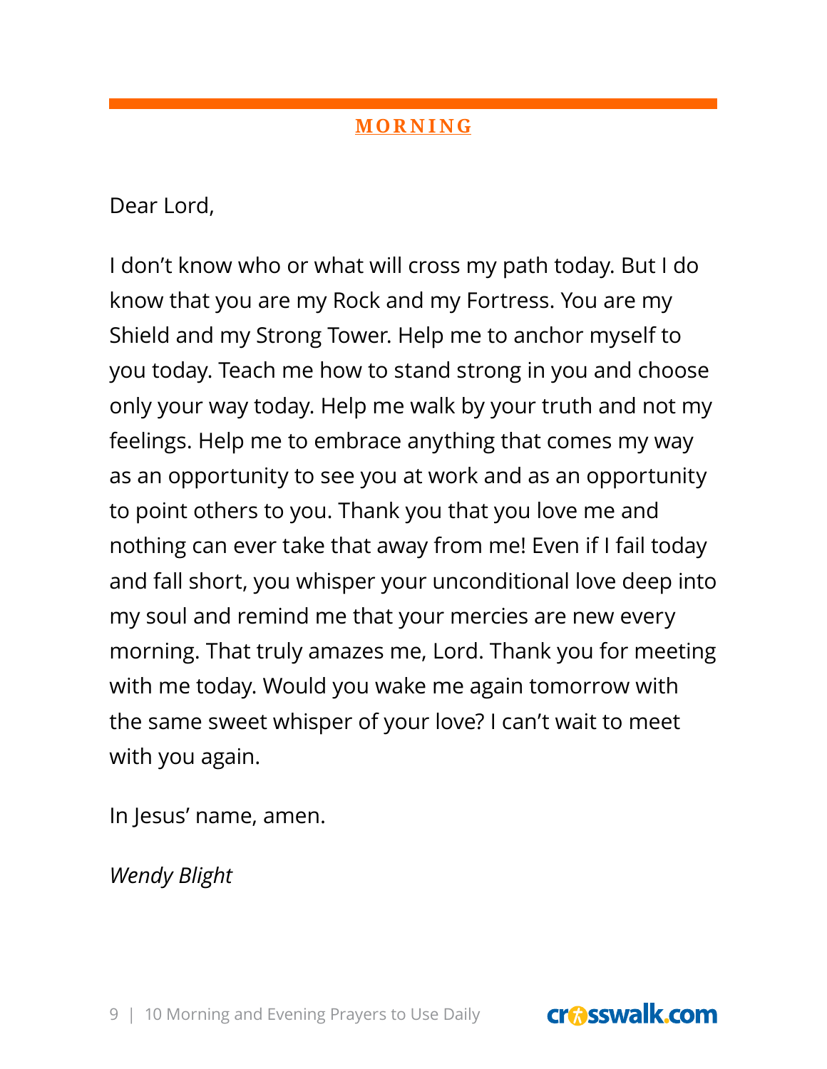## MORNING

Dear Lord,

I don't know who or what will cross my path today. But I do know that you are my Rock and my Fortress. You are my Shield and my Strong Tower. Help me to anchor myself to you today. Teach me how to stand strong in you and choose only your way today. Help me walk by your truth and not my feelings. Help me to embrace anything that comes my way as an opportunity to see you at work and as an opportunity to point others to you. Thank you that you love me and nothing can ever take that away from me! Even if I fail today and fall short, you whisper your unconditional love deep into my soul and remind me that your mercies are new every morning. That truly amazes me, Lord. Thank you for meeting with me today. Would you wake me again tomorrow with the same sweet whisper of your love? I can't wait to meet with you again.

In Jesus' name, amen.

*Wendy Blight*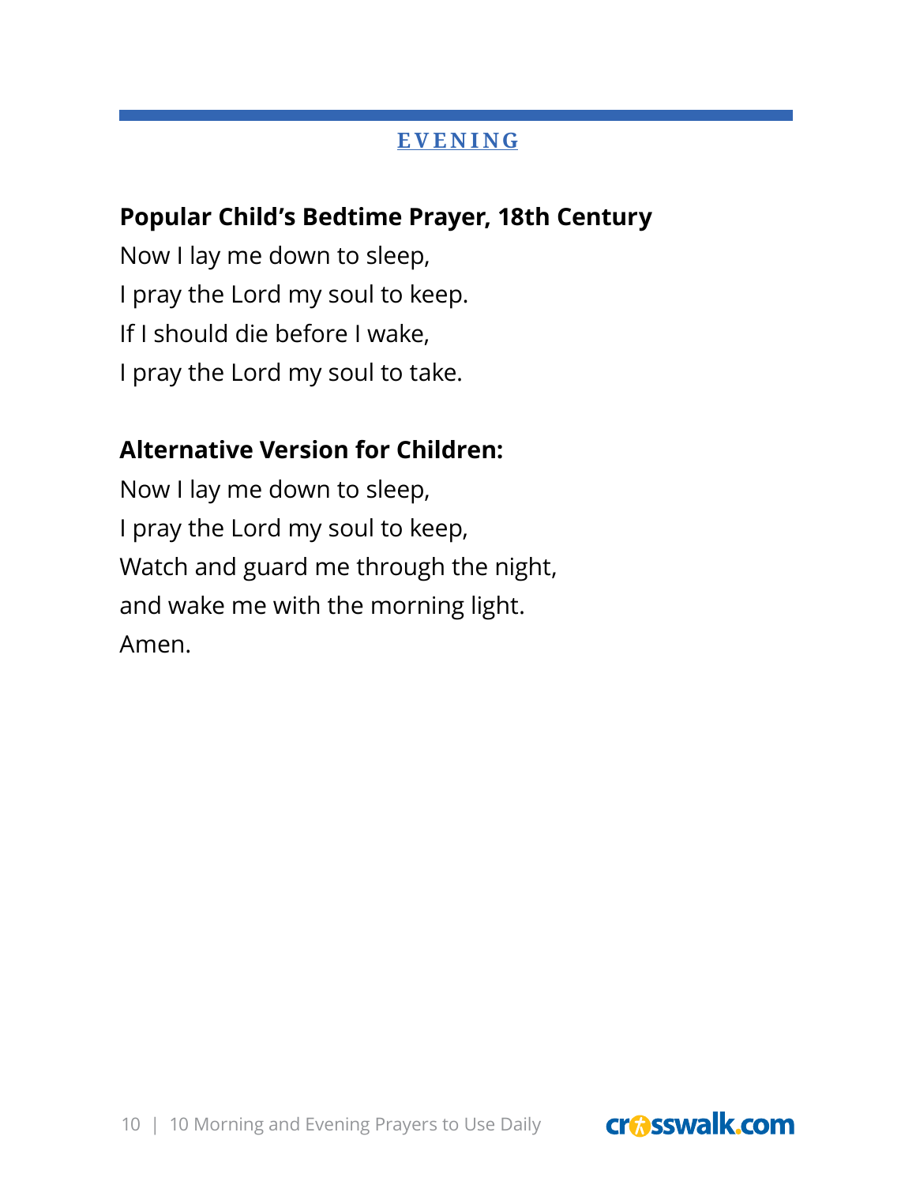## EVENING

**Popular Child's Bedtime Prayer, 18th Century**

Now I lay me down to sleep,
I pray the Lord my soul to keep.
If I should die before I wake,
I pray the Lord my soul to take.

**Alternative Version for Children:**

Now I lay me down to sleep,
I pray the Lord my soul to keep,
Watch and guard me through the night,
and wake me with the morning light.
Amen.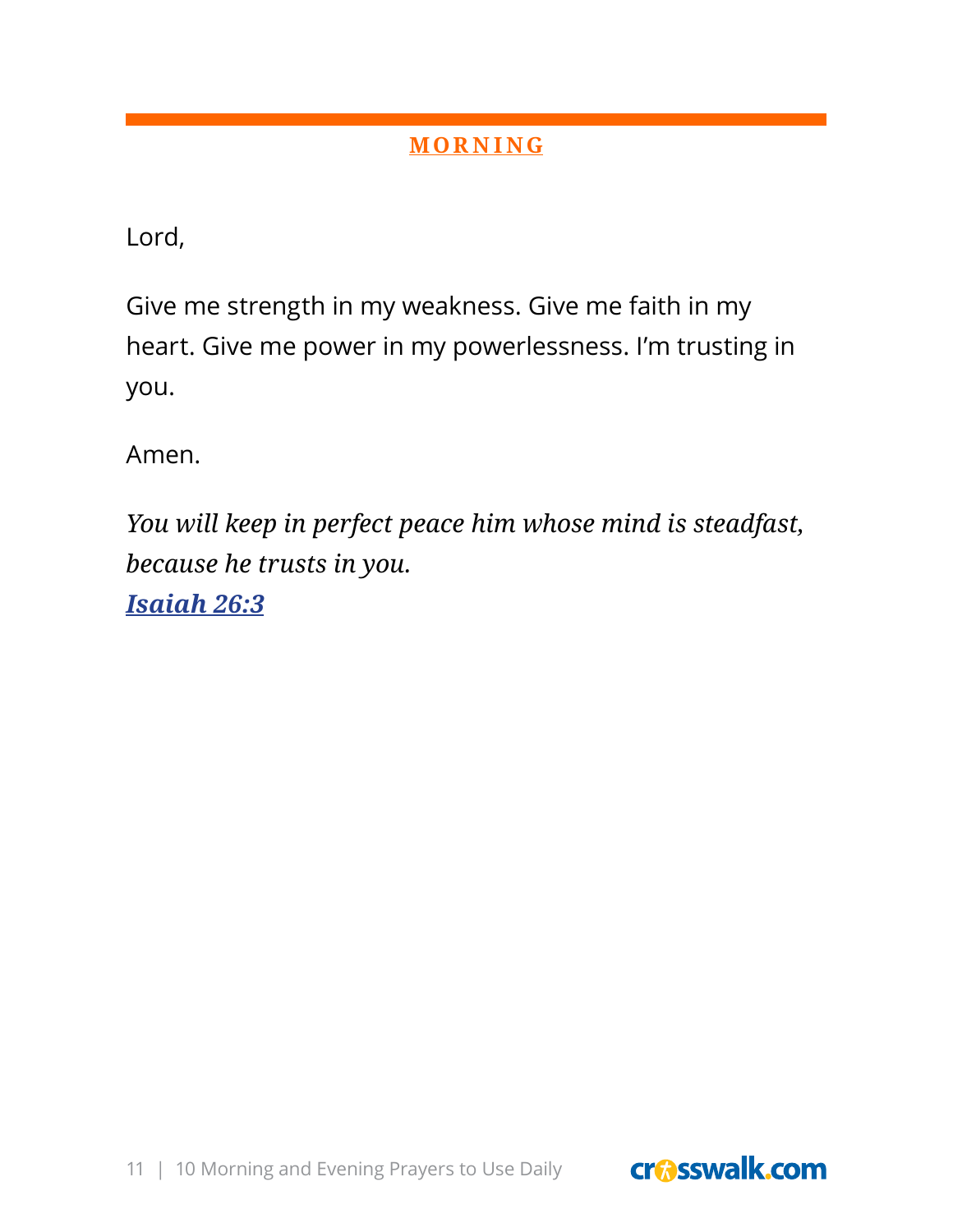## MORNING

Lord,

Give me strength in my weakness. Give me faith in my heart. Give me power in my powerlessness. I'm trusting in you.

Amen.

*You will keep in perfect peace him whose mind is steadfast, because he trusts in you.*
***Isaiah 26:3***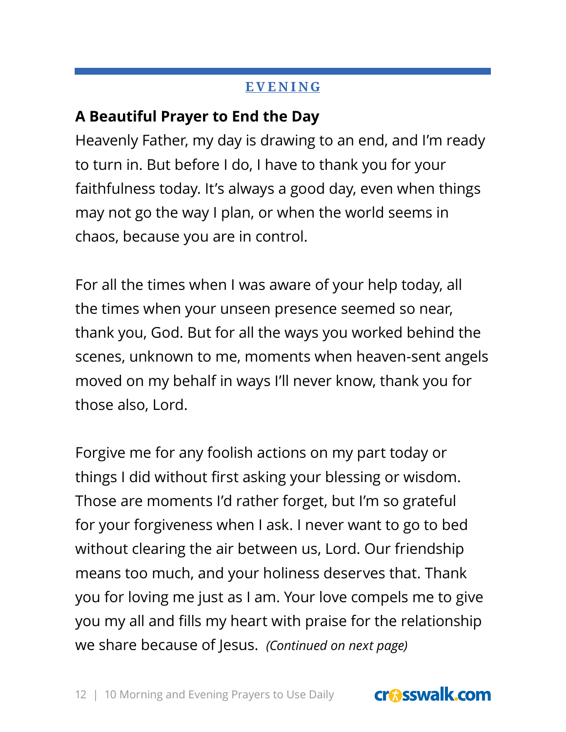## EVENING

### A Beautiful Prayer to End the Day

Heavenly Father, my day is drawing to an end, and I'm ready to turn in. But before I do, I have to thank you for your faithfulness today. It's always a good day, even when things may not go the way I plan, or when the world seems in chaos, because you are in control.

For all the times when I was aware of your help today, all the times when your unseen presence seemed so near, thank you, God. But for all the ways you worked behind the scenes, unknown to me, moments when heaven-sent angels moved on my behalf in ways I'll never know, thank you for those also, Lord.

Forgive me for any foolish actions on my part today or things I did without first asking your blessing or wisdom. Those are moments I'd rather forget, but I'm so grateful for your forgiveness when I ask. I never want to go to bed without clearing the air between us, Lord. Our friendship means too much, and your holiness deserves that. Thank you for loving me just as I am. Your love compels me to give you my all and fills my heart with praise for the relationship we share because of Jesus. *(Continued on next page)*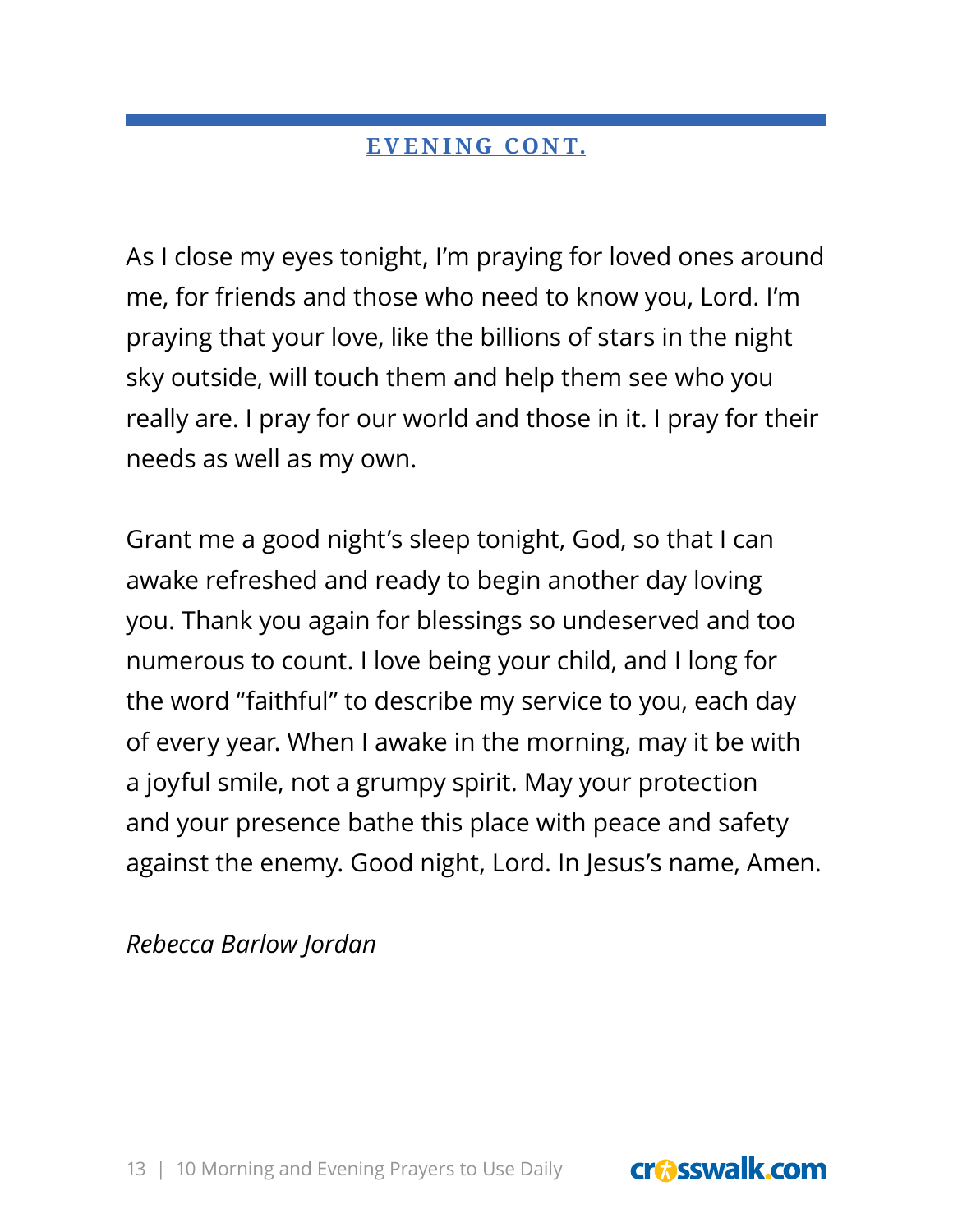## EVENING CONT.

As I close my eyes tonight, I'm praying for loved ones around me, for friends and those who need to know you, Lord. I'm praying that your love, like the billions of stars in the night sky outside, will touch them and help them see who you really are. I pray for our world and those in it. I pray for their needs as well as my own.

Grant me a good night's sleep tonight, God, so that I can awake refreshed and ready to begin another day loving you. Thank you again for blessings so undeserved and too numerous to count. I love being your child, and I long for the word "faithful" to describe my service to you, each day of every year. When I awake in the morning, may it be with a joyful smile, not a grumpy spirit. May your protection and your presence bathe this place with peace and safety against the enemy. Good night, Lord. In Jesus's name, Amen.

*Rebecca Barlow Jordan*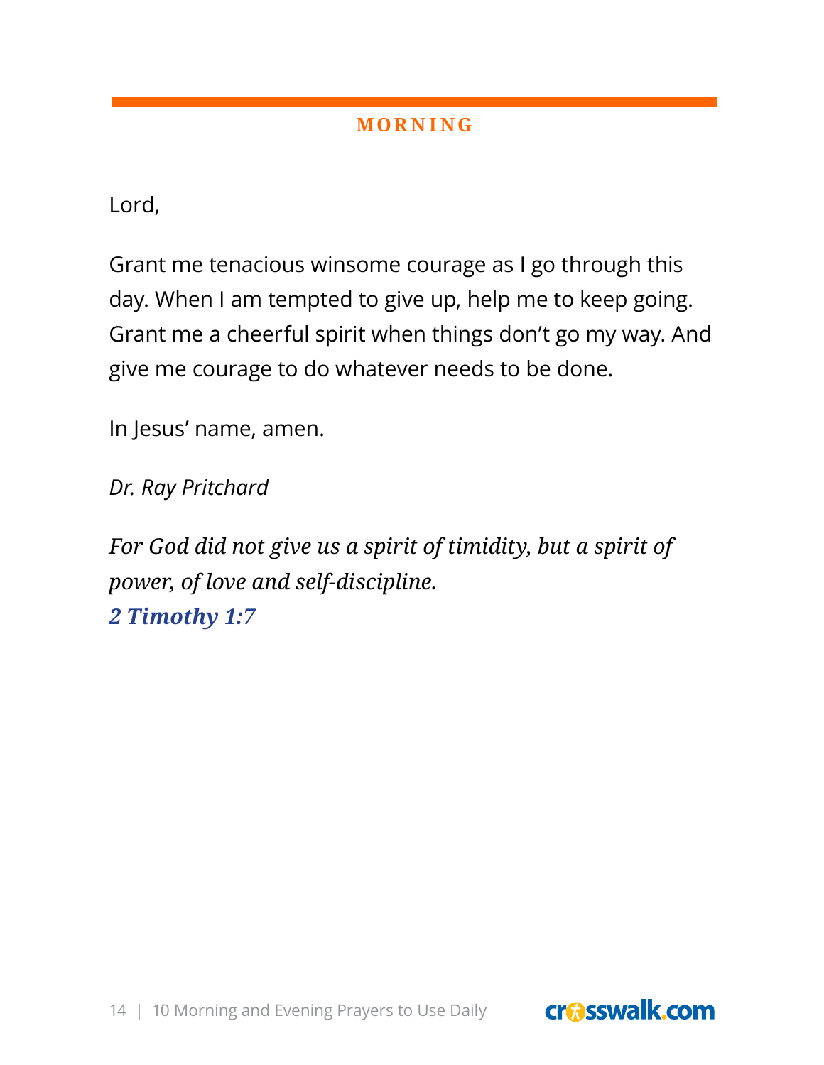## MORNING

Lord,

Grant me tenacious winsome courage as I go through this day. When I am tempted to give up, help me to keep going. Grant me a cheerful spirit when things don't go my way. And give me courage to do whatever needs to be done.

In Jesus' name, amen.

*Dr. Ray Pritchard*

*For God did not give us a spirit of timidity, but a spirit of power, of love and self-discipline.*
***2 Timothy 1:7***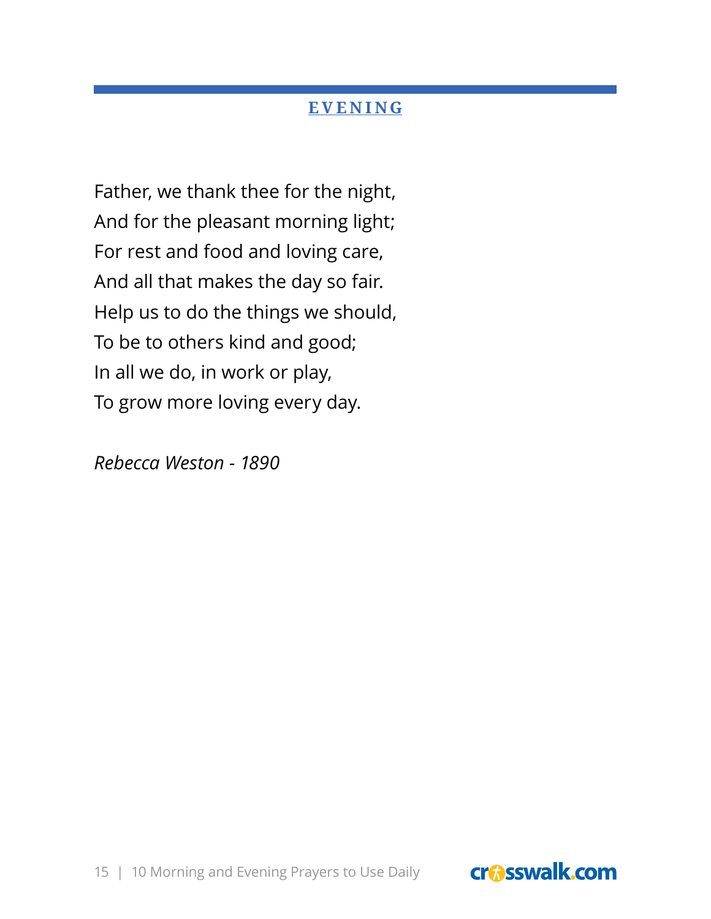## EVENING

Father, we thank thee for the night,
And for the pleasant morning light;
For rest and food and loving care,
And all that makes the day so fair.
Help us to do the things we should,
To be to others kind and good;
In all we do, in work or play,
To grow more loving every day.

*Rebecca Weston - 1890*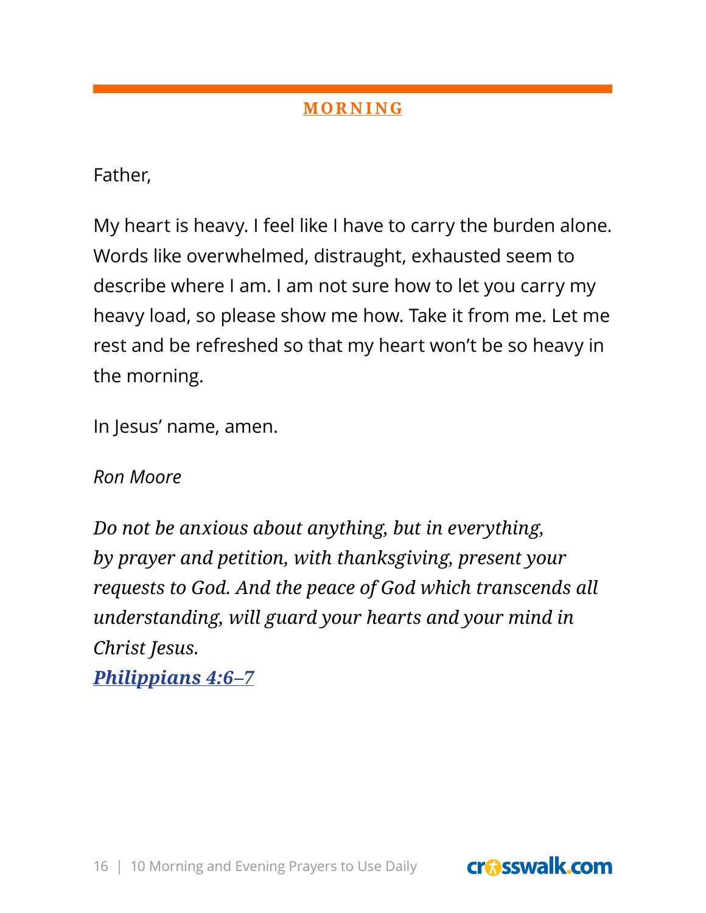## MORNING

Father,

My heart is heavy. I feel like I have to carry the burden alone. Words like overwhelmed, distraught, exhausted seem to describe where I am. I am not sure how to let you carry my heavy load, so please show me how. Take it from me. Let me rest and be refreshed so that my heart won't be so heavy in the morning.

In Jesus' name, amen.

*Ron Moore*

*Do not be anxious about anything, but in everything, by prayer and petition, with thanksgiving, present your requests to God. And the peace of God which transcends all understanding, will guard your hearts and your mind in Christ Jesus.*
***Philippians 4:6–7***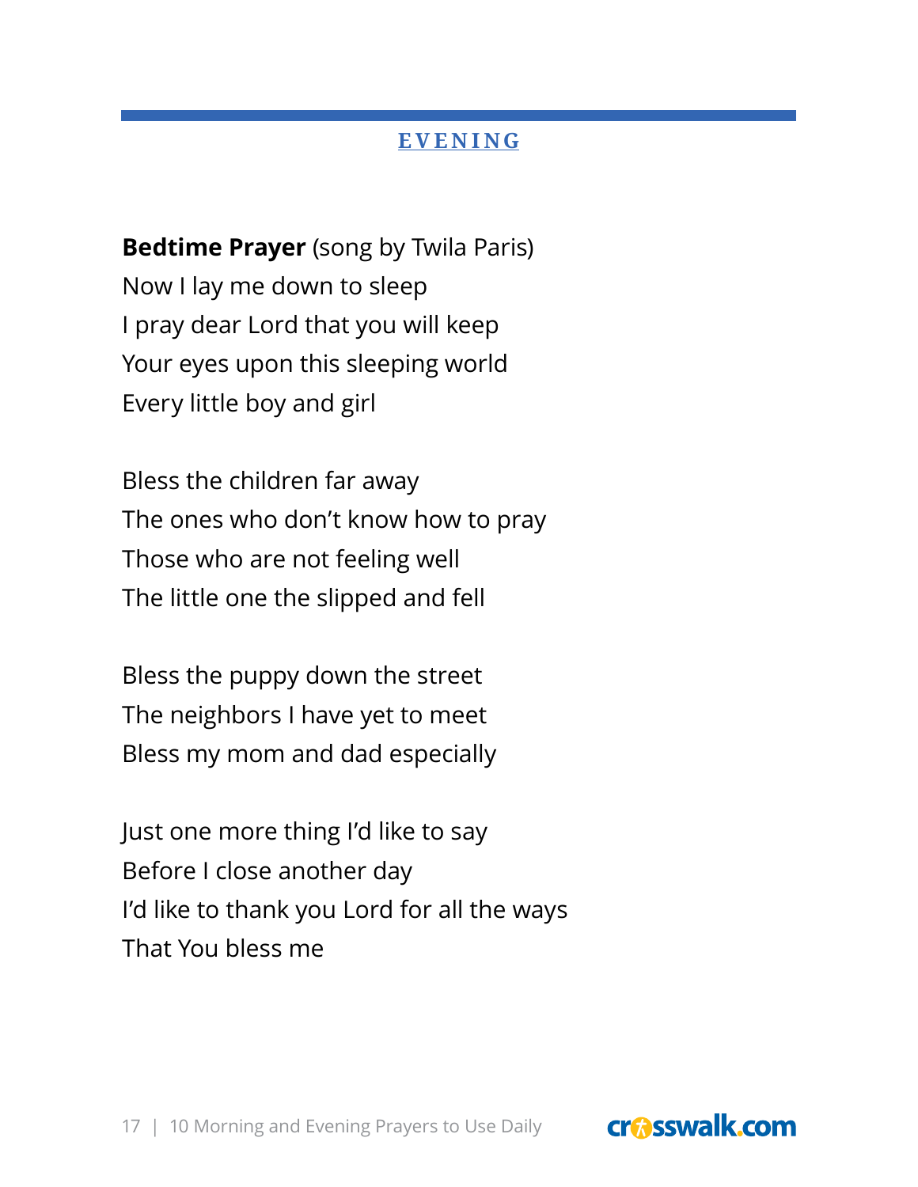## EVENING

**Bedtime Prayer** (song by Twila Paris)  
Now I lay me down to sleep  
I pray dear Lord that you will keep  
Your eyes upon this sleeping world  
Every little boy and girl

Bless the children far away  
The ones who don't know how to pray  
Those who are not feeling well  
The little one the slipped and fell

Bless the puppy down the street  
The neighbors I have yet to meet  
Bless my mom and dad especially

Just one more thing I'd like to say  
Before I close another day  
I'd like to thank you Lord for all the ways  
That You bless me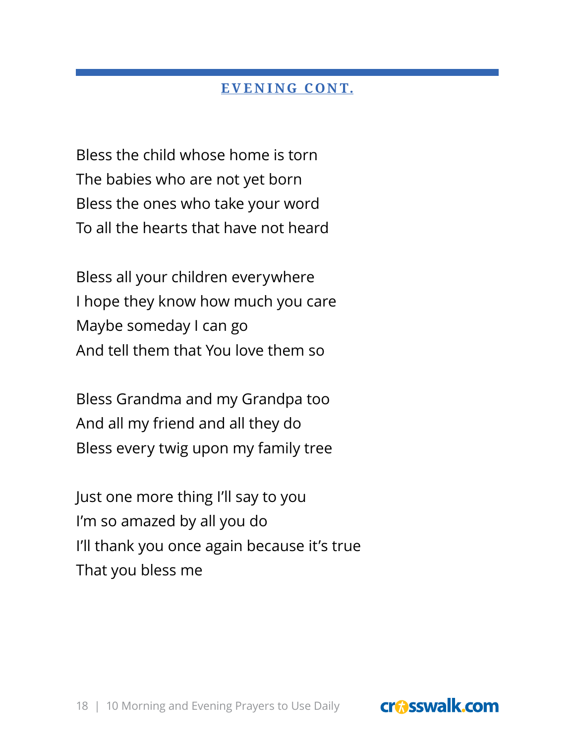## EVENING CONT.

Bless the child whose home is torn  
The babies who are not yet born  
Bless the ones who take your word  
To all the hearts that have not heard

Bless all your children everywhere  
I hope they know how much you care  
Maybe someday I can go  
And tell them that You love them so

Bless Grandma and my Grandpa too  
And all my friend and all they do  
Bless every twig upon my family tree

Just one more thing I'll say to you  
I'm so amazed by all you do  
I'll thank you once again because it's true  
That you bless me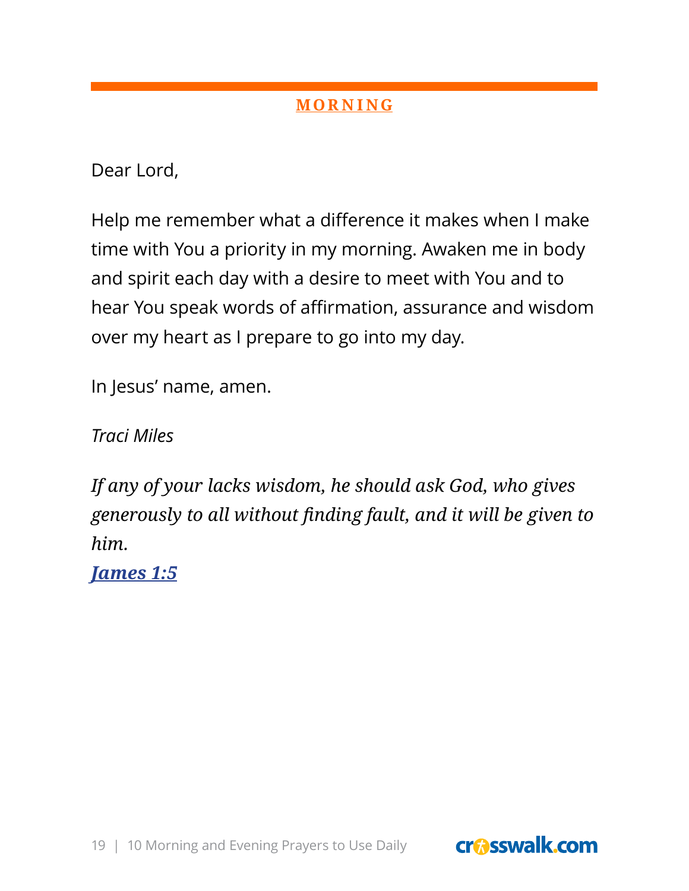## MORNING

Dear Lord,

Help me remember what a difference it makes when I make time with You a priority in my morning. Awaken me in body and spirit each day with a desire to meet with You and to hear You speak words of affirmation, assurance and wisdom over my heart as I prepare to go into my day.

In Jesus' name, amen.

*Traci Miles*

*If any of your lacks wisdom, he should ask God, who gives generously to all without finding fault, and it will be given to him.*
***James 1:5***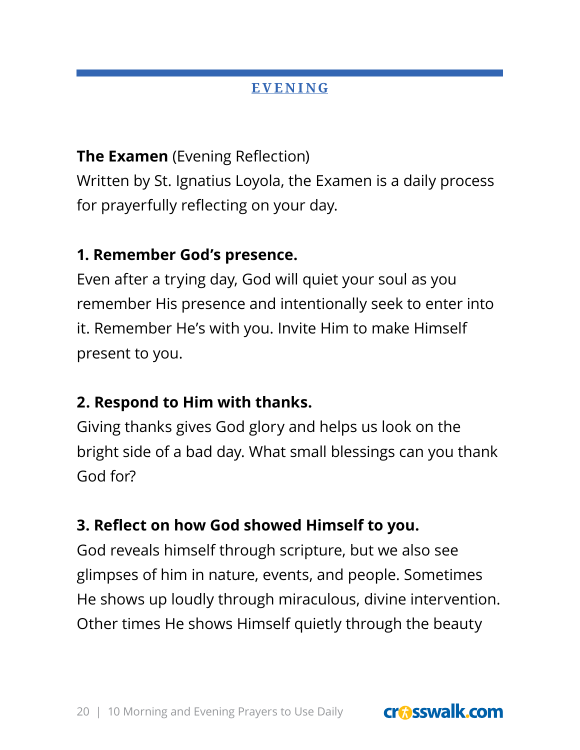## EVENING

**The Examen** (Evening Reflection)
Written by St. Ignatius Loyola, the Examen is a daily process for prayerfully reflecting on your day.

**1. Remember God's presence.**
Even after a trying day, God will quiet your soul as you remember His presence and intentionally seek to enter into it. Remember He's with you. Invite Him to make Himself present to you.

**2. Respond to Him with thanks.**
Giving thanks gives God glory and helps us look on the bright side of a bad day. What small blessings can you thank God for?

**3. Reflect on how God showed Himself to you.**
God reveals himself through scripture, but we also see glimpses of him in nature, events, and people. Sometimes He shows up loudly through miraculous, divine intervention. Other times He shows Himself quietly through the beauty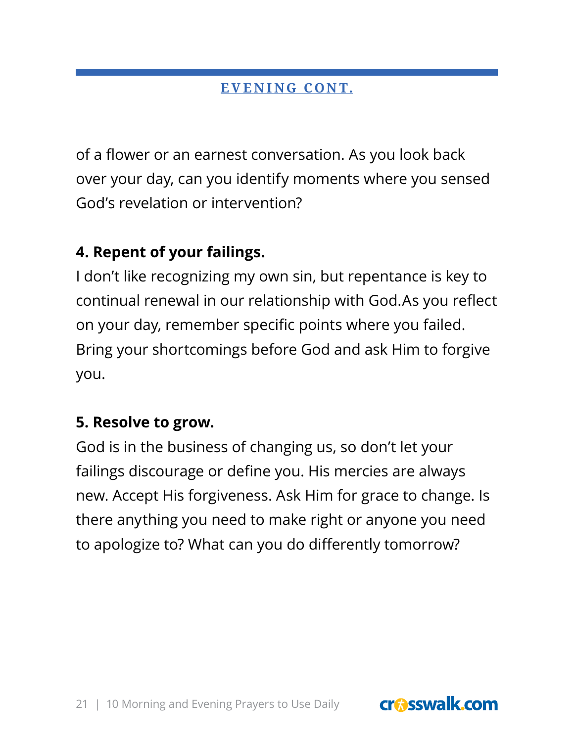## EVENING CONT.

of a flower or an earnest conversation. As you look back over your day, can you identify moments where you sensed God's revelation or intervention?

**4. Repent of your failings.**

I don't like recognizing my own sin, but repentance is key to continual renewal in our relationship with God.As you reflect on your day, remember specific points where you failed. Bring your shortcomings before God and ask Him to forgive you.

**5. Resolve to grow.**

God is in the business of changing us, so don't let your failings discourage or define you. His mercies are always new. Accept His forgiveness. Ask Him for grace to change. Is there anything you need to make right or anyone you need to apologize to? What can you do differently tomorrow?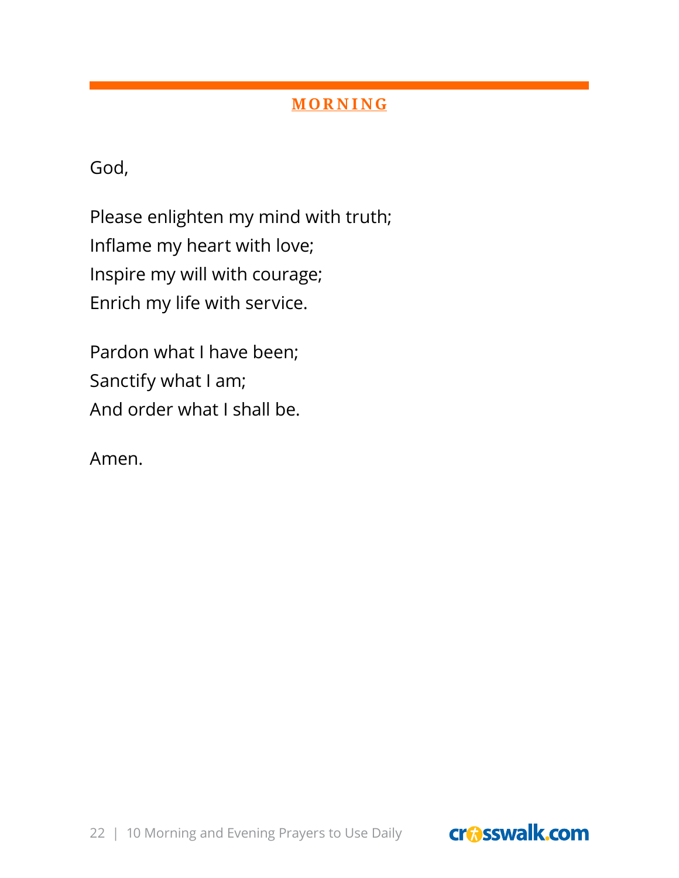## MORNING

God,

Please enlighten my mind with truth;  
Inflame my heart with love;  
Inspire my will with courage;  
Enrich my life with service.

Pardon what I have been;  
Sanctify what I am;  
And order what I shall be.

Amen.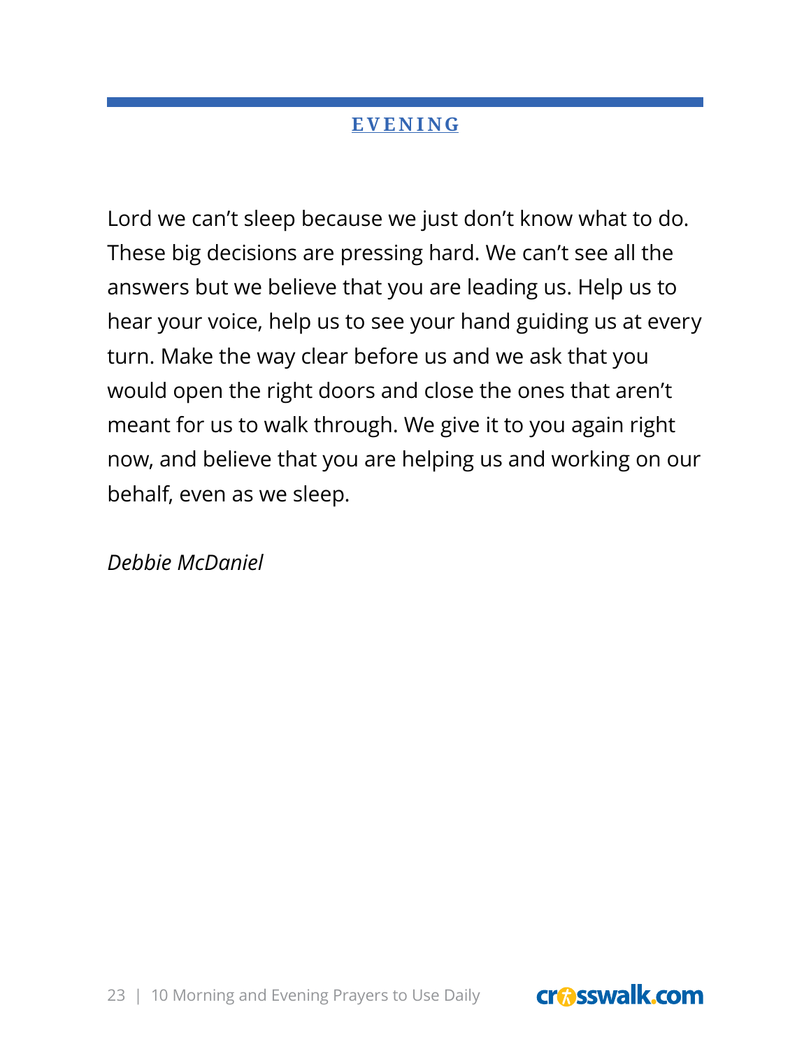## EVENING

Lord we can't sleep because we just don't know what to do. These big decisions are pressing hard. We can't see all the answers but we believe that you are leading us. Help us to hear your voice, help us to see your hand guiding us at every turn. Make the way clear before us and we ask that you would open the right doors and close the ones that aren't meant for us to walk through. We give it to you again right now, and believe that you are helping us and working on our behalf, even as we sleep.

*Debbie McDaniel*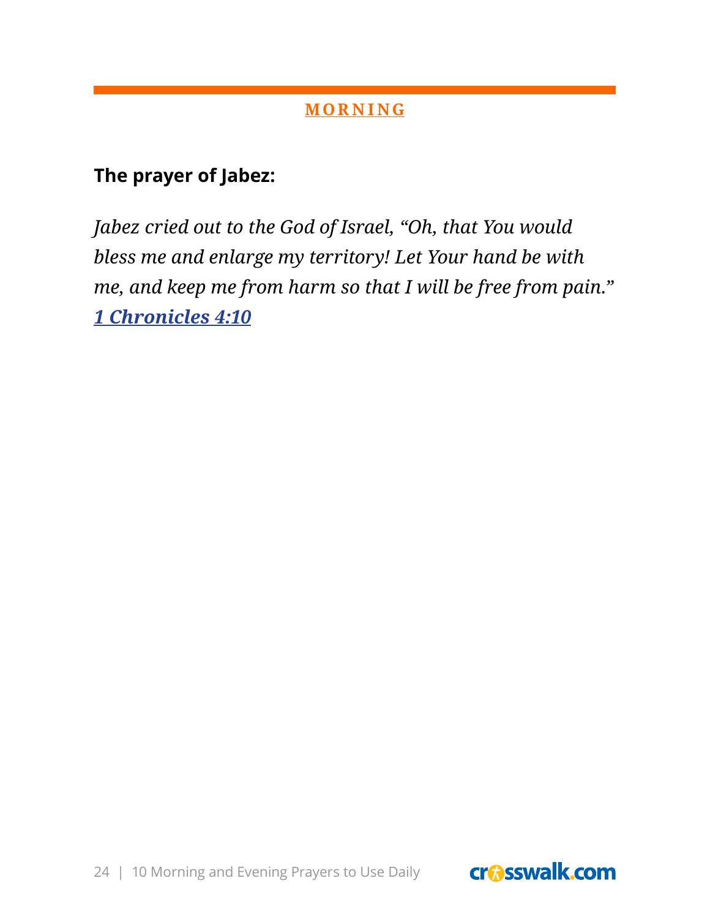## MORNING

**The prayer of Jabez:**

*Jabez cried out to the God of Israel, "Oh, that You would bless me and enlarge my territory! Let Your hand be with me, and keep me from harm so that I will be free from pain."* ***1 Chronicles 4:10***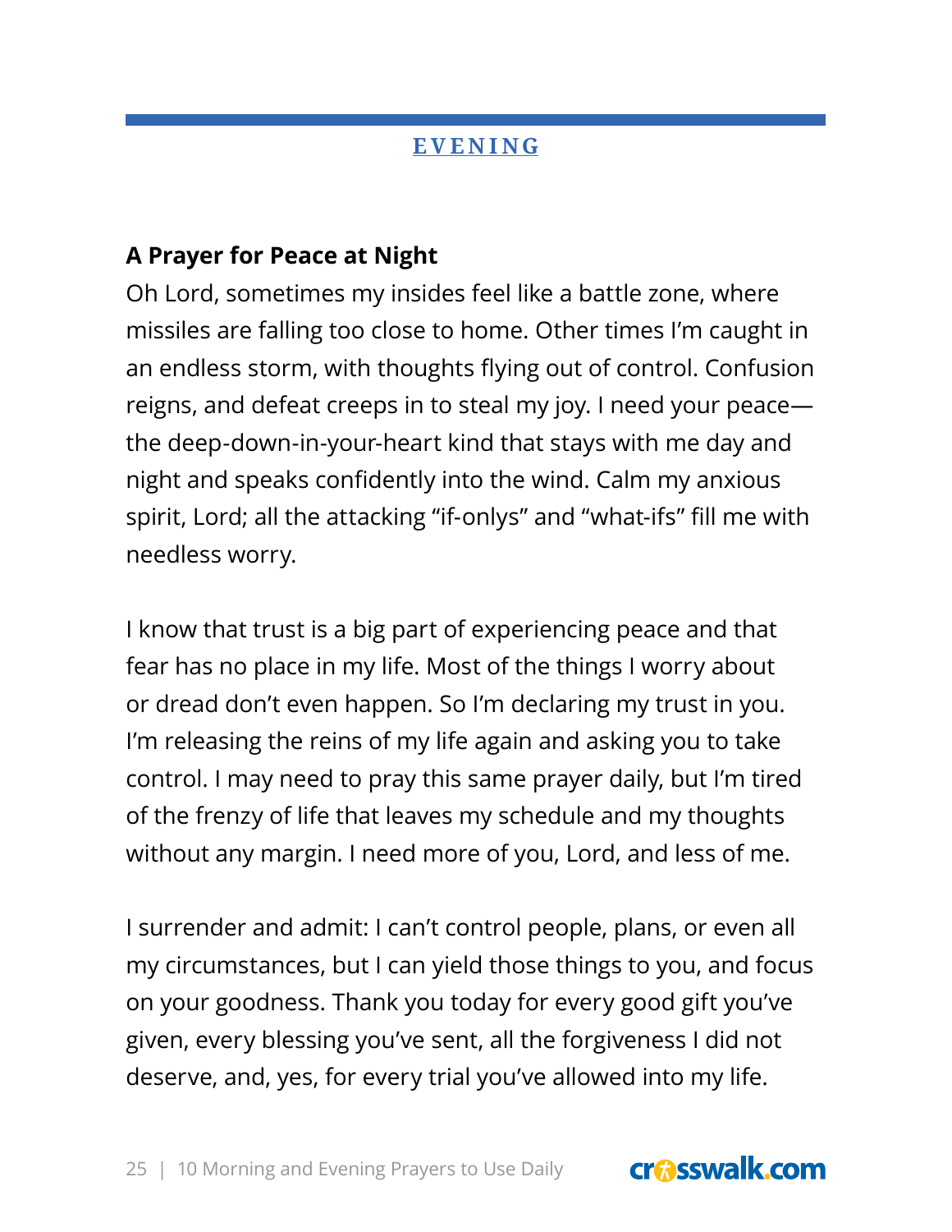## EVENING

**A Prayer for Peace at Night**

Oh Lord, sometimes my insides feel like a battle zone, where missiles are falling too close to home. Other times I'm caught in an endless storm, with thoughts flying out of control. Confusion reigns, and defeat creeps in to steal my joy. I need your peace—the deep-down-in-your-heart kind that stays with me day and night and speaks confidently into the wind. Calm my anxious spirit, Lord; all the attacking "if-onlys" and "what-ifs" fill me with needless worry.

I know that trust is a big part of experiencing peace and that fear has no place in my life. Most of the things I worry about or dread don't even happen. So I'm declaring my trust in you. I'm releasing the reins of my life again and asking you to take control. I may need to pray this same prayer daily, but I'm tired of the frenzy of life that leaves my schedule and my thoughts without any margin. I need more of you, Lord, and less of me.

I surrender and admit: I can't control people, plans, or even all my circumstances, but I can yield those things to you, and focus on your goodness. Thank you today for every good gift you've given, every blessing you've sent, all the forgiveness I did not deserve, and, yes, for every trial you've allowed into my life.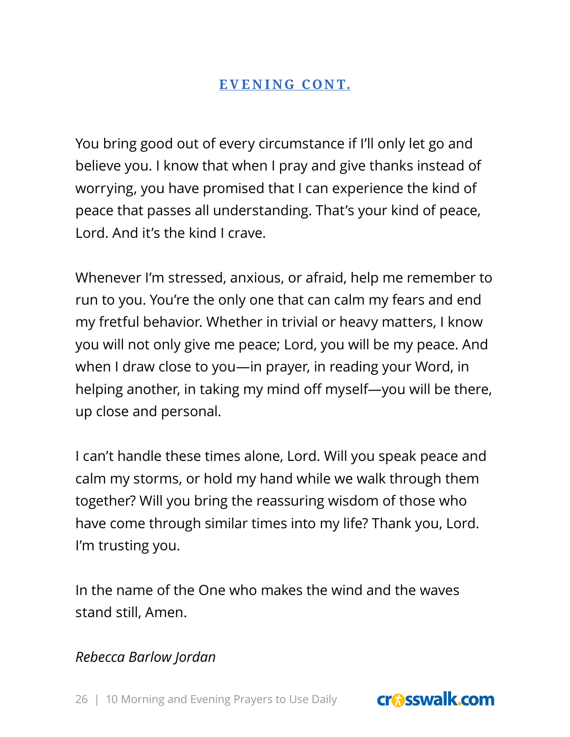## EVENING CONT.

You bring good out of every circumstance if I'll only let go and believe you. I know that when I pray and give thanks instead of worrying, you have promised that I can experience the kind of peace that passes all understanding. That's your kind of peace, Lord. And it's the kind I crave.

Whenever I'm stressed, anxious, or afraid, help me remember to run to you. You're the only one that can calm my fears and end my fretful behavior. Whether in trivial or heavy matters, I know you will not only give me peace; Lord, you will be my peace. And when I draw close to you—in prayer, in reading your Word, in helping another, in taking my mind off myself—you will be there, up close and personal.

I can't handle these times alone, Lord. Will you speak peace and calm my storms, or hold my hand while we walk through them together? Will you bring the reassuring wisdom of those who have come through similar times into my life? Thank you, Lord. I'm trusting you.

In the name of the One who makes the wind and the waves stand still, Amen.

*Rebecca Barlow Jordan*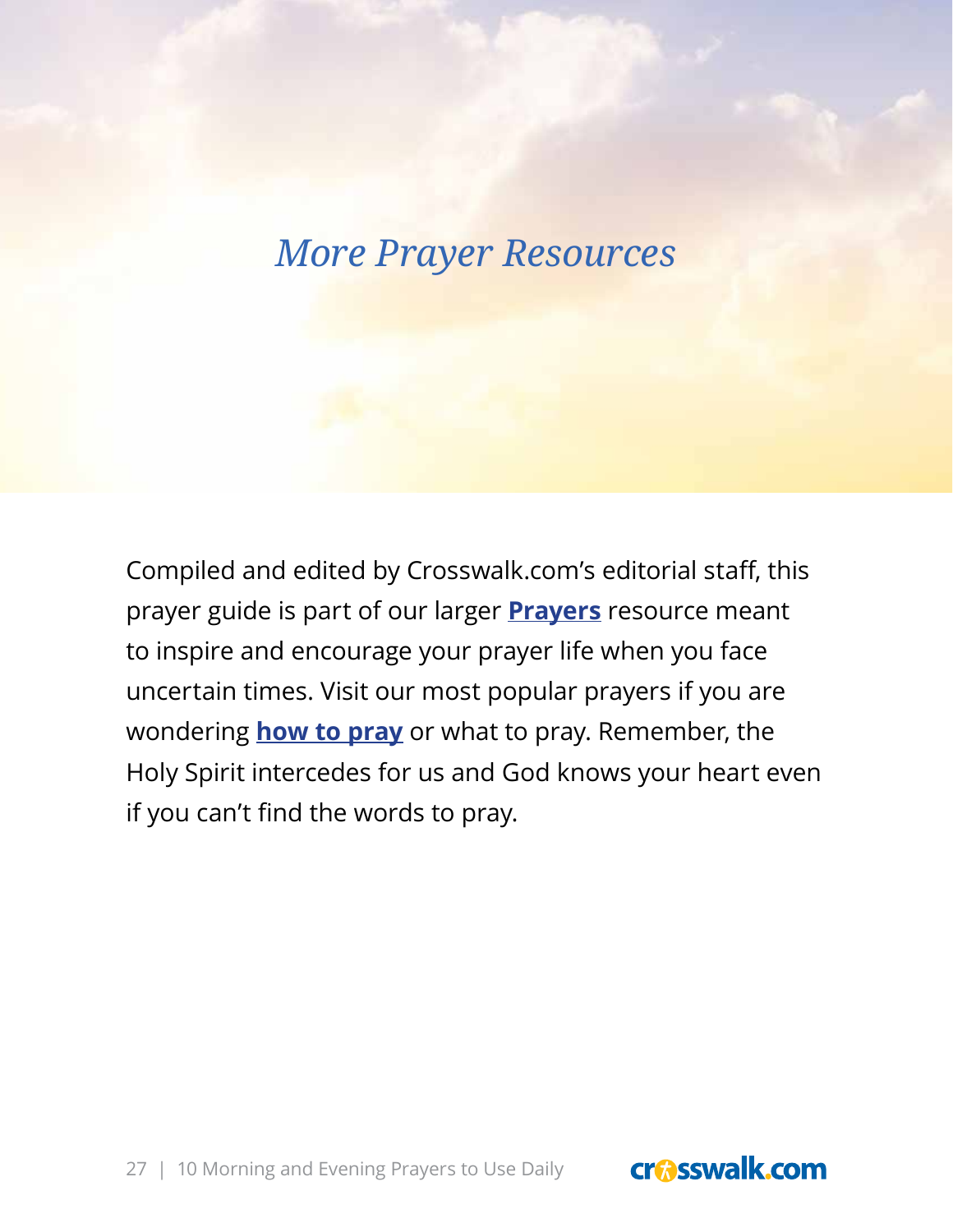# *More Prayer Resources*

Compiled and edited by Crosswalk.com's editorial staff, this prayer guide is part of our larger **Prayers** resource meant to inspire and encourage your prayer life when you face uncertain times. Visit our most popular prayers if you are wondering **how to pray** or what to pray. Remember, the Holy Spirit intercedes for us and God knows your heart even if you can't find the words to pray.